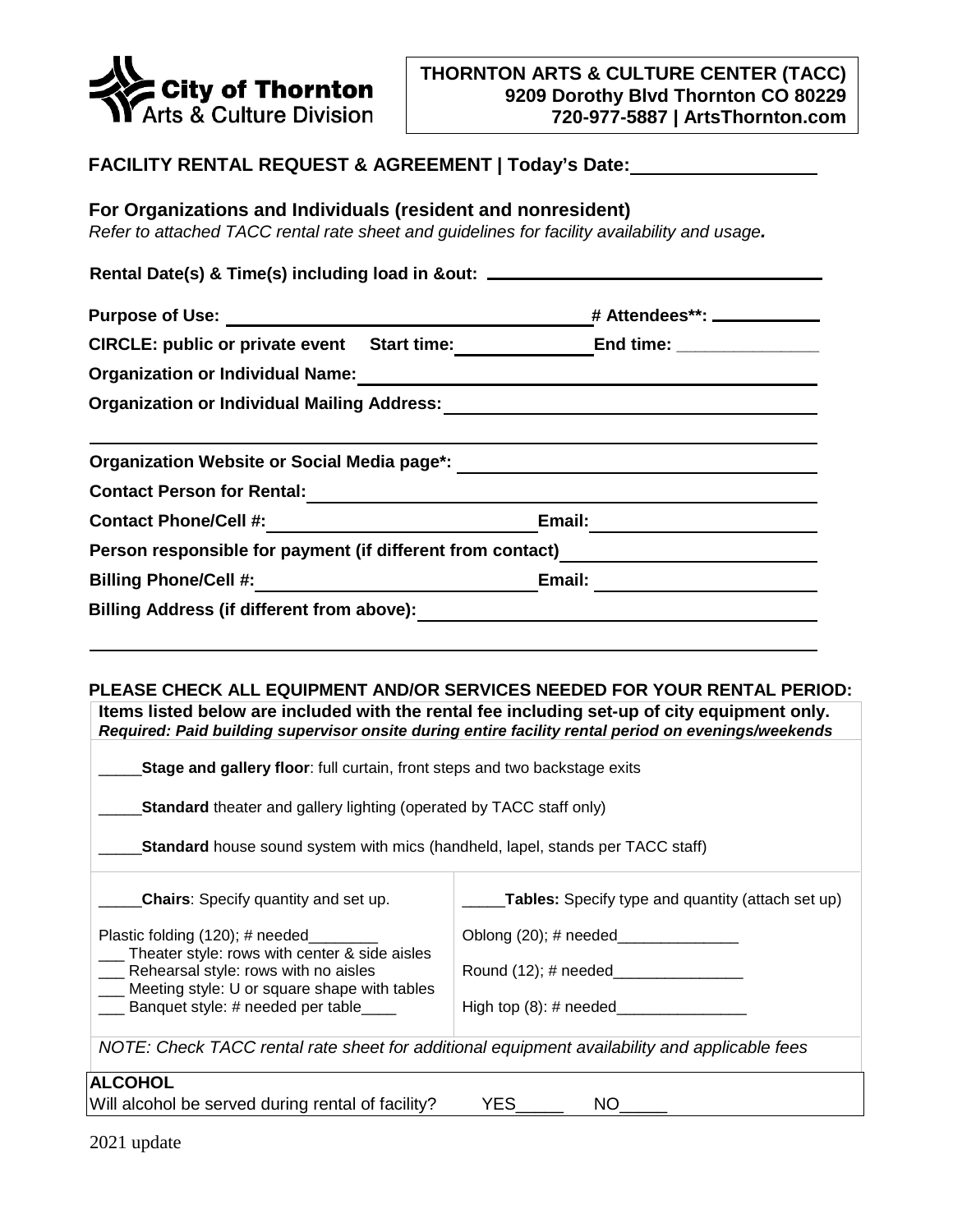**City of Thornton**
**Arts & Culture Division**

**THORNTON ARTS & CULTURE CENTER (TACC)**
**9209 Dorothy Blvd Thornton CO 80229**
**720-977-5887 | ArtsThornton.com**

## FACILITY RENTAL REQUEST & AGREEMENT | Today's Date:__________________

### For Organizations and Individuals (resident and nonresident)

*Refer to attached TACC rental rate sheet and guidelines for facility availability and usage.*

**Rental Date(s) & Time(s) including load in &out:** ___________________________________

**Purpose of Use:** ____________________________________ **# Attendees**:** ___________

**CIRCLE: public or private event Start time:**______________ **End time:** _______________

**Organization or Individual Name:**_____________________________________________

**Organization or Individual Mailing Address:**_____________________________________

_________________________________________________________________________

**Organization Website or Social Media page*:** _____________________________________

**Contact Person for Rental:**__________________________________________________

**Contact Phone/Cell #:**__________________________ **Email:** ______________________

**Person responsible for payment (if different from contact)**__________________________

**Billing Phone/Cell #:**___________________________ **Email:** ______________________

**Billing Address (if different from above):**_______________________________________

_________________________________________________________________________

**PLEASE CHECK ALL EQUIPMENT AND/OR SERVICES NEEDED FOR YOUR RENTAL PERIOD:**

**Items listed below are included with the rental fee including set-up of city equipment only.**
***Required: Paid building supervisor onsite during entire facility rental period on evenings/weekends***

_____**Stage and gallery floor**: full curtain, front steps and two backstage exits

_____**Standard** theater and gallery lighting (operated by TACC staff only)

_____**Standard** house sound system with mics (handheld, lapel, stands per TACC staff)

| _____**Chairs**: Specify quantity and set up. | _____**Tables:** Specify type and quantity (attach set up) |
|---|---|
| Plastic folding (120); # needed________<br>___ Theater style: rows with center & side aisles<br>___ Rehearsal style: rows with no aisles<br>___ Meeting style: U or square shape with tables<br>___ Banquet style: # needed per table____ | Oblong (20); # needed______________<br>Round (12); # needed_______________<br>High top (8): # needed_______________ |

*NOTE: Check TACC rental rate sheet for additional equipment availability and applicable fees*

**ALCOHOL**
Will alcohol be served during rental of facility? YES_____ NO_____

2021 update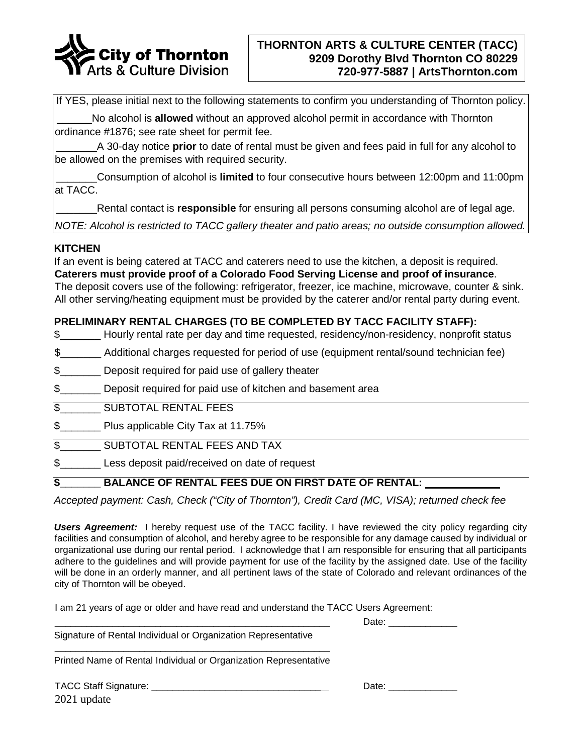**City of Thornton**
**Arts & Culture Division**

**THORNTON ARTS & CULTURE CENTER (TACC)**
**9209 Dorothy Blvd Thornton CO 80229**
**720-977-5887 | ArtsThornton.com**

If YES, please initial next to the following statements to confirm you understanding of Thornton policy.

______No alcohol is **allowed** without an approved alcohol permit in accordance with Thornton ordinance #1876; see rate sheet for permit fee.

_______A 30-day notice **prior** to date of rental must be given and fees paid in full for any alcohol to be allowed on the premises with required security.

_______Consumption of alcohol is **limited** to four consecutive hours between 12:00pm and 11:00pm at TACC.

_______Rental contact is **responsible** for ensuring all persons consuming alcohol are of legal age.

*NOTE: Alcohol is restricted to TACC gallery theater and patio areas; no outside consumption allowed.*

**KITCHEN**

If an event is being catered at TACC and caterers need to use the kitchen, a deposit is required. **Caterers must provide proof of a Colorado Food Serving License and proof of insurance**. The deposit covers use of the following: refrigerator, freezer, ice machine, microwave, counter & sink. All other serving/heating equipment must be provided by the caterer and/or rental party during event.

**PRELIMINARY RENTAL CHARGES (TO BE COMPLETED BY TACC FACILITY STAFF):**

$_______ Hourly rental rate per day and time requested, residency/non-residency, nonprofit status

$_______ Additional charges requested for period of use (equipment rental/sound technician fee)

$_______ Deposit required for paid use of gallery theater

$_______ Deposit required for paid use of kitchen and basement area

$_______ SUBTOTAL RENTAL FEES

$_______ Plus applicable City Tax at 11.75%

$_______ SUBTOTAL RENTAL FEES AND TAX

$_______ Less deposit paid/received on date of request

**$_______ BALANCE OF RENTAL FEES DUE ON FIRST DATE OF RENTAL: ____________**

*Accepted payment: Cash, Check ("City of Thornton"), Credit Card (MC, VISA); returned check fee*

***Users Agreement:*** I hereby request use of the TACC facility. I have reviewed the city policy regarding city facilities and consumption of alcohol, and hereby agree to be responsible for any damage caused by individual or organizational use during our rental period. I acknowledge that I am responsible for ensuring that all participants adhere to the guidelines and will provide payment for use of the facility by the assigned date. Use of the facility will be done in an orderly manner, and all pertinent laws of the state of Colorado and relevant ordinances of the city of Thornton will be obeyed.

I am 21 years of age or older and have read and understand the TACC Users Agreement:

_______________________________________________________ Date: _____________

Signature of Rental Individual or Organization Representative

_______________________________________________________

Printed Name of Rental Individual or Organization Representative

TACC Staff Signature: _________________________________ Date: _____________

2021 update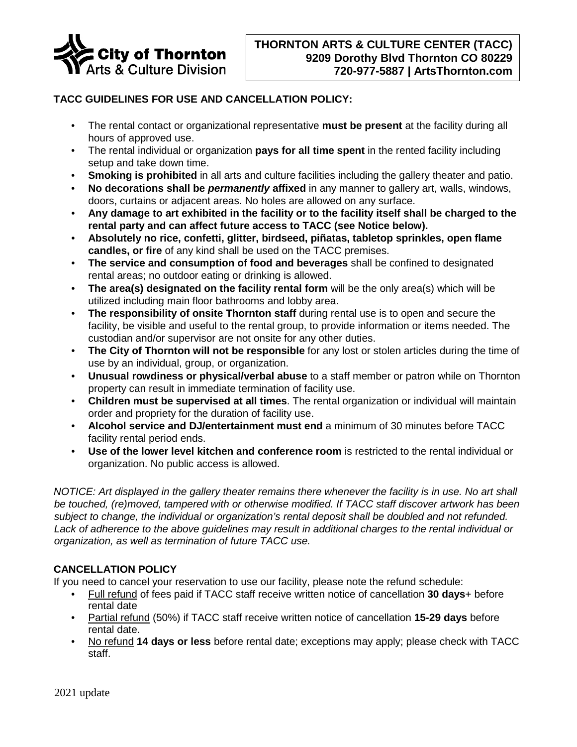City of Thornton
Arts & Culture Division

**THORNTON ARTS & CULTURE CENTER (TACC)**
**9209 Dorothy Blvd Thornton CO 80229**
**720-977-5887 | ArtsThornton.com**

## TACC GUIDELINES FOR USE AND CANCELLATION POLICY:

- The rental contact or organizational representative **must be present** at the facility during all hours of approved use.
- The rental individual or organization **pays for all time spent** in the rented facility including setup and take down time.
- **Smoking is prohibited** in all arts and culture facilities including the gallery theater and patio.
- **No decorations shall be *permanently* affixed** in any manner to gallery art, walls, windows, doors, curtains or adjacent areas. No holes are allowed on any surface.
- **Any damage to art exhibited in the facility or to the facility itself shall be charged to the rental party and can affect future access to TACC (see Notice below).**
- **Absolutely no rice, confetti, glitter, birdseed, piñatas, tabletop sprinkles, open flame candles, or fire** of any kind shall be used on the TACC premises.
- **The service and consumption of food and beverages** shall be confined to designated rental areas; no outdoor eating or drinking is allowed.
- **The area(s) designated on the facility rental form** will be the only area(s) which will be utilized including main floor bathrooms and lobby area.
- **The responsibility of onsite Thornton staff** during rental use is to open and secure the facility, be visible and useful to the rental group, to provide information or items needed. The custodian and/or supervisor are not onsite for any other duties.
- **The City of Thornton will not be responsible** for any lost or stolen articles during the time of use by an individual, group, or organization.
- **Unusual rowdiness or physical/verbal abuse** to a staff member or patron while on Thornton property can result in immediate termination of facility use.
- **Children must be supervised at all times**. The rental organization or individual will maintain order and propriety for the duration of facility use.
- **Alcohol service and DJ/entertainment must end** a minimum of 30 minutes before TACC facility rental period ends.
- **Use of the lower level kitchen and conference room** is restricted to the rental individual or organization. No public access is allowed.

*NOTICE: Art displayed in the gallery theater remains there whenever the facility is in use. No art shall be touched, (re)moved, tampered with or otherwise modified. If TACC staff discover artwork has been subject to change, the individual or organization's rental deposit shall be doubled and not refunded. Lack of adherence to the above guidelines may result in additional charges to the rental individual or organization, as well as termination of future TACC use.*

## CANCELLATION POLICY

If you need to cancel your reservation to use our facility, please note the refund schedule:

- Full refund of fees paid if TACC staff receive written notice of cancellation **30 days**+ before rental date
- Partial refund (50%) if TACC staff receive written notice of cancellation **15-29 days** before rental date.
- No refund **14 days or less** before rental date; exceptions may apply; please check with TACC staff.

2021 update